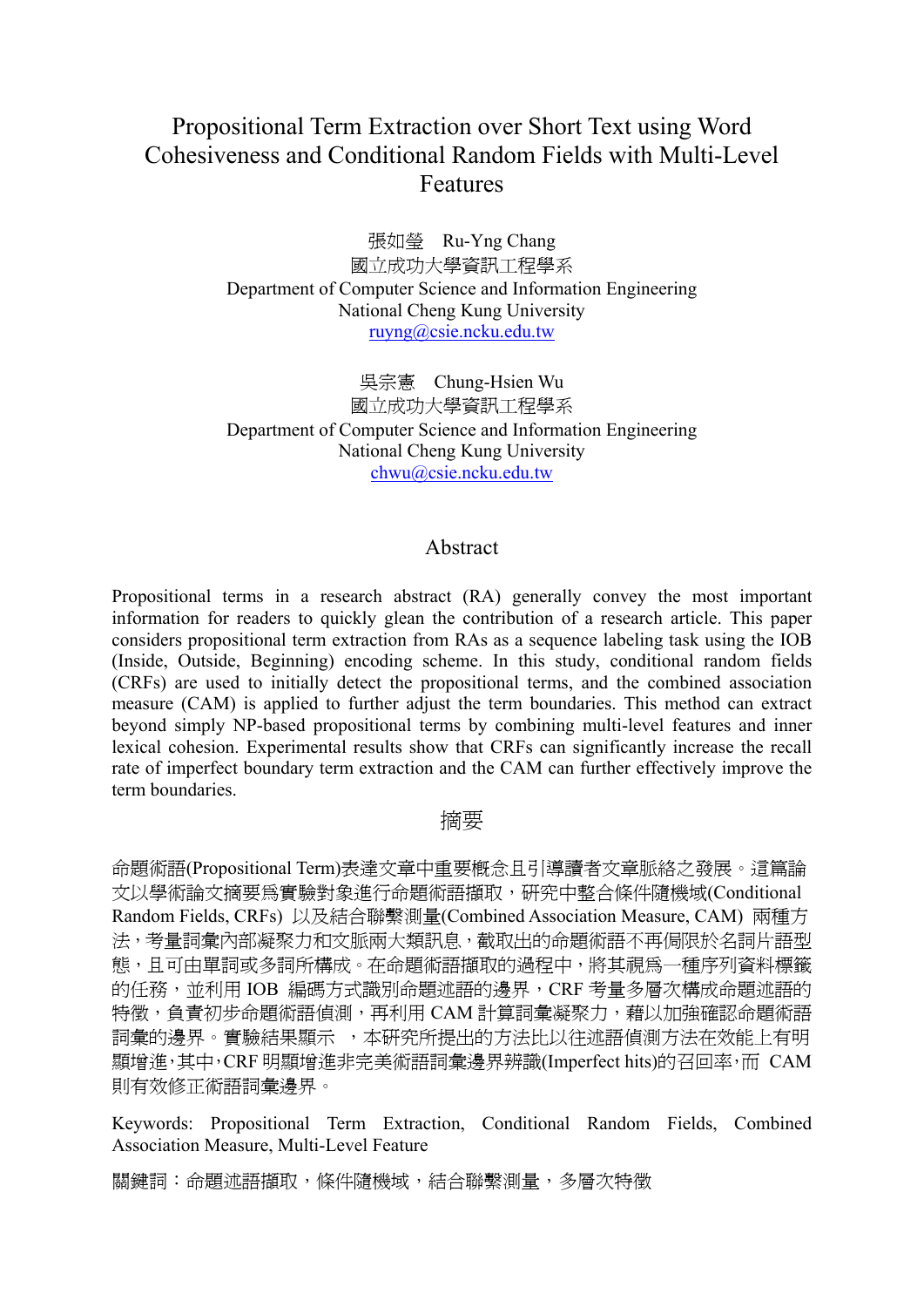# Propositional Term Extraction over Short Text using Word Cohesiveness and Conditional Random Fields with Multi-Level Features

張如瑩　Ru-Yng Chang
國立成功大學資訊工程學系
Department of Computer Science and Information Engineering
National Cheng Kung University
ruyng@csie.ncku.edu.tw

吳宗憲　Chung-Hsien Wu
國立成功大學資訊工程學系
Department of Computer Science and Information Engineering
National Cheng Kung University
chwu@csie.ncku.edu.tw

## Abstract

Propositional terms in a research abstract (RA) generally convey the most important information for readers to quickly glean the contribution of a research article. This paper considers propositional term extraction from RAs as a sequence labeling task using the IOB (Inside, Outside, Beginning) encoding scheme. In this study, conditional random fields (CRFs) are used to initially detect the propositional terms, and the combined association measure (CAM) is applied to further adjust the term boundaries. This method can extract beyond simply NP-based propositional terms by combining multi-level features and inner lexical cohesion. Experimental results show that CRFs can significantly increase the recall rate of imperfect boundary term extraction and the CAM can further effectively improve the term boundaries.

## 摘要

命題術語(Propositional Term)表達文章中重要概念且引導讀者文章脈絡之發展。這篇論文以學術論文摘要為實驗對象進行命題術語擷取，研究中整合條件隨機域(Conditional Random Fields, CRFs) 以及結合聯繫測量(Combined Association Measure, CAM) 兩種方法，考量詞彙內部凝聚力和文脈兩大類訊息，截取出的命題術語不再侷限於名詞片語型態，且可由單詞或多詞所構成。在命題術語擷取的過程中，將其視為一種序列資料標籤的任務，並利用 IOB 編碼方式識別命題述語的邊界，CRF 考量多層次構成命題述語的特徵，負責初步命題術語偵測，再利用 CAM 計算詞彙凝聚力，藉以加強確認命題術語詞彙的邊界。實驗結果顯示 ，本研究所提出的方法比以往述語偵測方法在效能上有明顯增進，其中，CRF 明顯增進非完美術語詞彙邊界辨識(Imperfect hits)的召回率，而 CAM 則有效修正術語詞彙邊界。

Keywords: Propositional Term Extraction, Conditional Random Fields, Combined Association Measure, Multi-Level Feature

關鍵詞：命題述語擷取，條件隨機域，結合聯繫測量，多層次特徵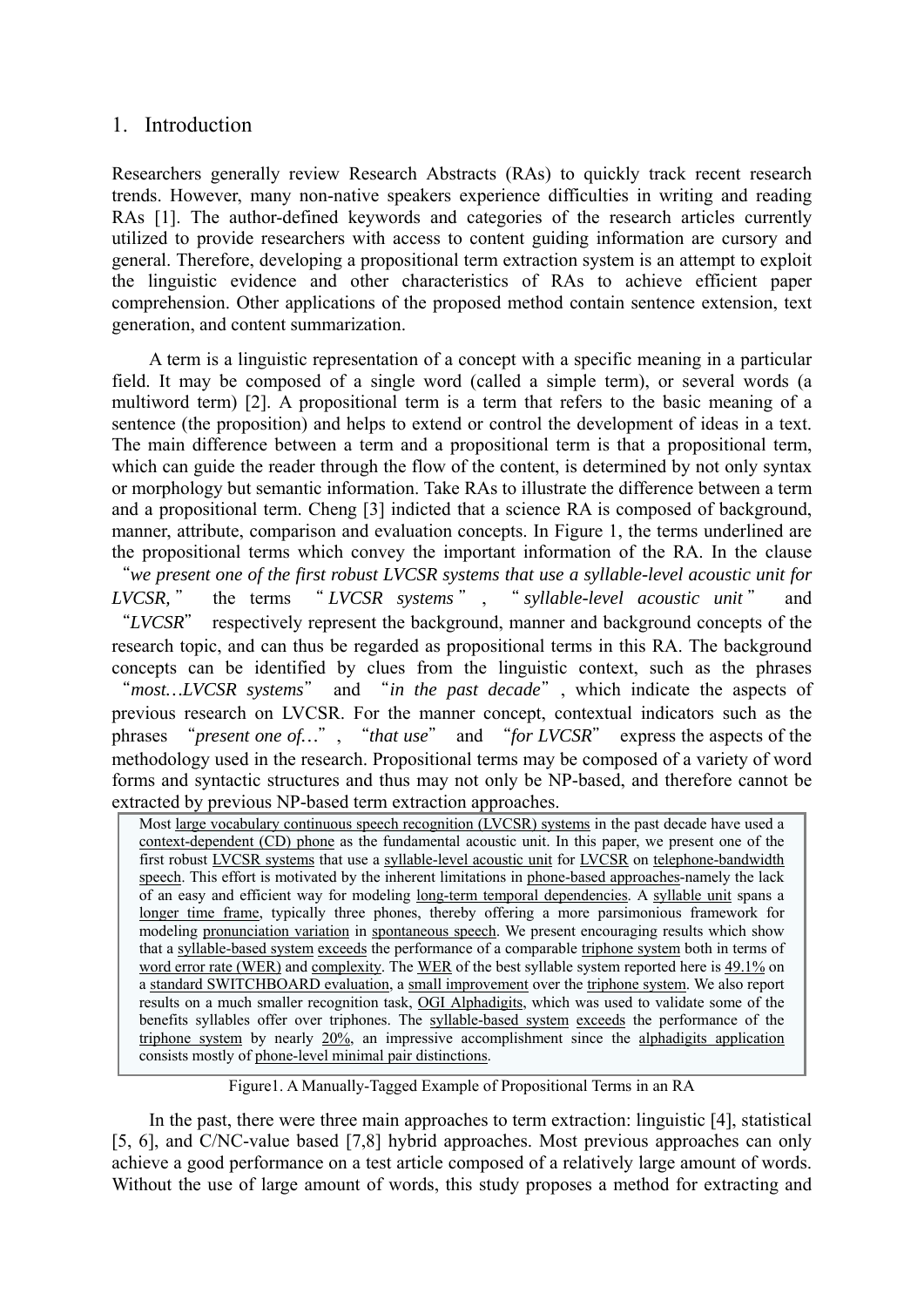## 1. Introduction

Researchers generally review Research Abstracts (RAs) to quickly track recent research trends. However, many non-native speakers experience difficulties in writing and reading RAs [1]. The author-defined keywords and categories of the research articles currently utilized to provide researchers with access to content guiding information are cursory and general. Therefore, developing a propositional term extraction system is an attempt to exploit the linguistic evidence and other characteristics of RAs to achieve efficient paper comprehension. Other applications of the proposed method contain sentence extension, text generation, and content summarization.

A term is a linguistic representation of a concept with a specific meaning in a particular field. It may be composed of a single word (called a simple term), or several words (a multiword term) [2]. A propositional term is a term that refers to the basic meaning of a sentence (the proposition) and helps to extend or control the development of ideas in a text. The main difference between a term and a propositional term is that a propositional term, which can guide the reader through the flow of the content, is determined by not only syntax or morphology but semantic information. Take RAs to illustrate the difference between a term and a propositional term. Cheng [3] indicted that a science RA is composed of background, manner, attribute, comparison and evaluation concepts. In Figure 1, the terms underlined are the propositional terms which convey the important information of the RA. In the clause "*we present one of the first robust LVCSR systems that use a syllable-level acoustic unit for LVCSR,*" the terms "*LVCSR systems*", "*syllable-level acoustic unit*" and "*LVCSR*" respectively represent the background, manner and background concepts of the research topic, and can thus be regarded as propositional terms in this RA. The background concepts can be identified by clues from the linguistic context, such as the phrases "*most…LVCSR systems*" and "*in the past decade*", which indicate the aspects of previous research on LVCSR. For the manner concept, contextual indicators such as the phrases "*present one of…*", "*that use*" and "*for LVCSR*" express the aspects of the methodology used in the research. Propositional terms may be composed of a variety of word forms and syntactic structures and thus may not only be NP-based, and therefore cannot be extracted by previous NP-based term extraction approaches.

> Most <u>large vocabulary continuous speech recognition (LVCSR) systems</u> in the past decade have used a <u>context-dependent (CD) phone</u> as the fundamental acoustic unit. In this paper, we present one of the first robust <u>LVCSR systems</u> that use a <u>syllable-level acoustic unit</u> for <u>LVCSR</u> on <u>telephone-bandwidth speech</u>. This effort is motivated by the inherent limitations in <u>phone-based approaches</u>-namely the lack of an easy and efficient way for modeling <u>long-term temporal dependencies</u>. A <u>syllable unit</u> spans a <u>longer time frame</u>, typically three phones, thereby offering a more parsimonious framework for modeling <u>pronunciation variation</u> in <u>spontaneous speech</u>. We present encouraging results which show that a <u>syllable-based system</u> <u>exceeds</u> the performance of a comparable <u>triphone system</u> both in terms of <u>word error rate (WER)</u> and <u>complexity</u>. The <u>WER</u> of the best syllable system reported here is <u>49.1%</u> on a <u>standard SWITCHBOARD evaluation</u>, a <u>small improvement</u> over the <u>triphone system</u>. We also report results on a much smaller recognition task, <u>OGI Alphadigits</u>, which was used to validate some of the benefits syllables offer over triphones. The <u>syllable-based system</u> <u>exceeds</u> the performance of the <u>triphone system</u> by nearly <u>20%</u>, an impressive accomplishment since the <u>alphadigits application</u> consists mostly of <u>phone-level minimal pair distinctions</u>.

Figure1. A Manually-Tagged Example of Propositional Terms in an RA

In the past, there were three main approaches to term extraction: linguistic [4], statistical [5, 6], and C/NC-value based [7,8] hybrid approaches. Most previous approaches can only achieve a good performance on a test article composed of a relatively large amount of words. Without the use of large amount of words, this study proposes a method for extracting and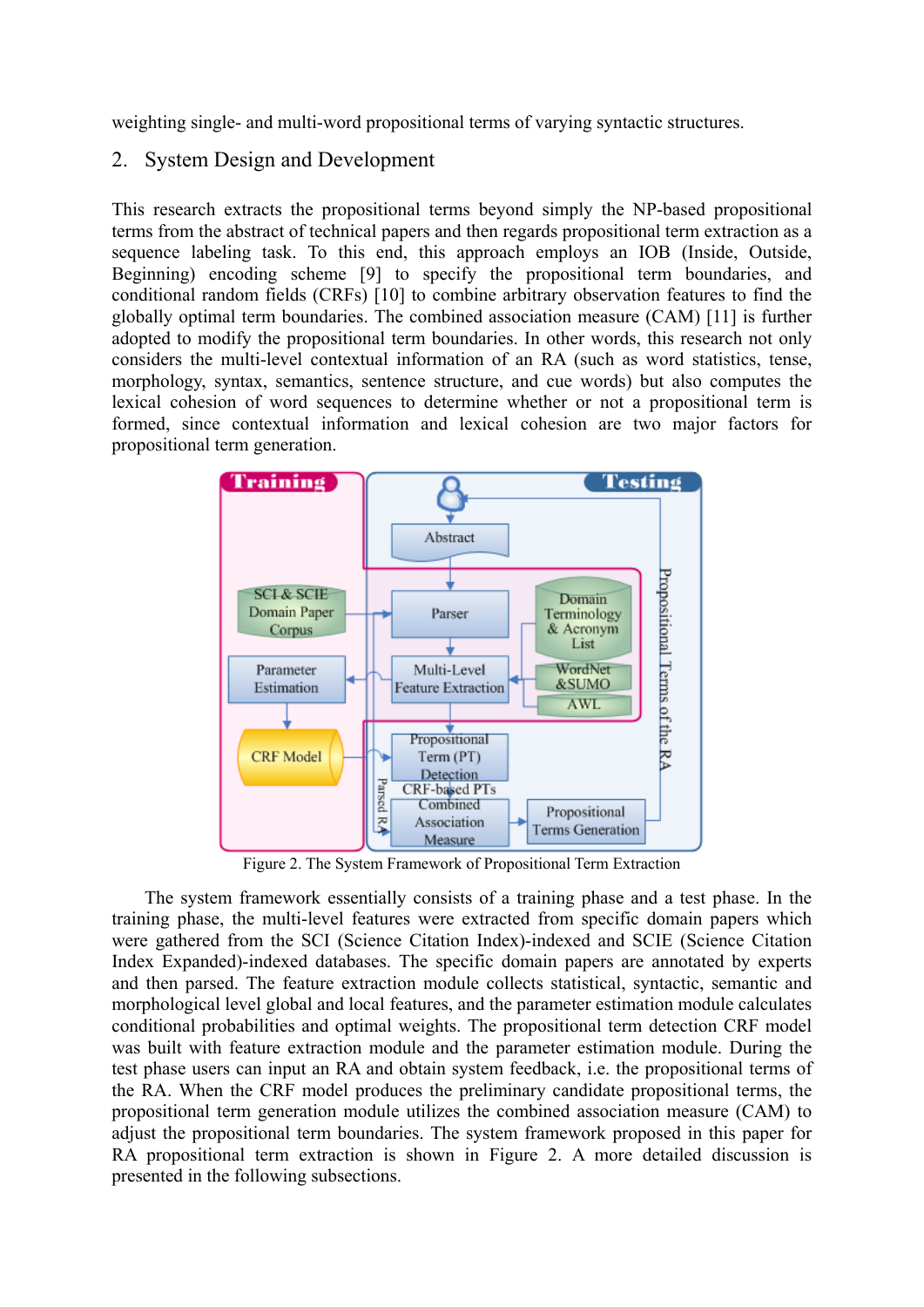weighting single- and multi-word propositional terms of varying syntactic structures.

## 2. System Design and Development

This research extracts the propositional terms beyond simply the NP-based propositional terms from the abstract of technical papers and then regards propositional term extraction as a sequence labeling task. To this end, this approach employs an IOB (Inside, Outside, Beginning) encoding scheme [9] to specify the propositional term boundaries, and conditional random fields (CRFs) [10] to combine arbitrary observation features to find the globally optimal term boundaries. The combined association measure (CAM) [11] is further adopted to modify the propositional term boundaries. In other words, this research not only considers the multi-level contextual information of an RA (such as word statistics, tense, morphology, syntax, semantics, sentence structure, and cue words) but also computes the lexical cohesion of word sequences to determine whether or not a propositional term is formed, since contextual information and lexical cohesion are two major factors for propositional term generation.

Figure 2. The System Framework of Propositional Term Extraction

The system framework essentially consists of a training phase and a test phase. In the training phase, the multi-level features were extracted from specific domain papers which were gathered from the SCI (Science Citation Index)-indexed and SCIE (Science Citation Index Expanded)-indexed databases. The specific domain papers are annotated by experts and then parsed. The feature extraction module collects statistical, syntactic, semantic and morphological level global and local features, and the parameter estimation module calculates conditional probabilities and optimal weights. The propositional term detection CRF model was built with feature extraction module and the parameter estimation module. During the test phase users can input an RA and obtain system feedback, i.e. the propositional terms of the RA. When the CRF model produces the preliminary candidate propositional terms, the propositional term generation module utilizes the combined association measure (CAM) to adjust the propositional term boundaries. The system framework proposed in this paper for RA propositional term extraction is shown in Figure 2. A more detailed discussion is presented in the following subsections.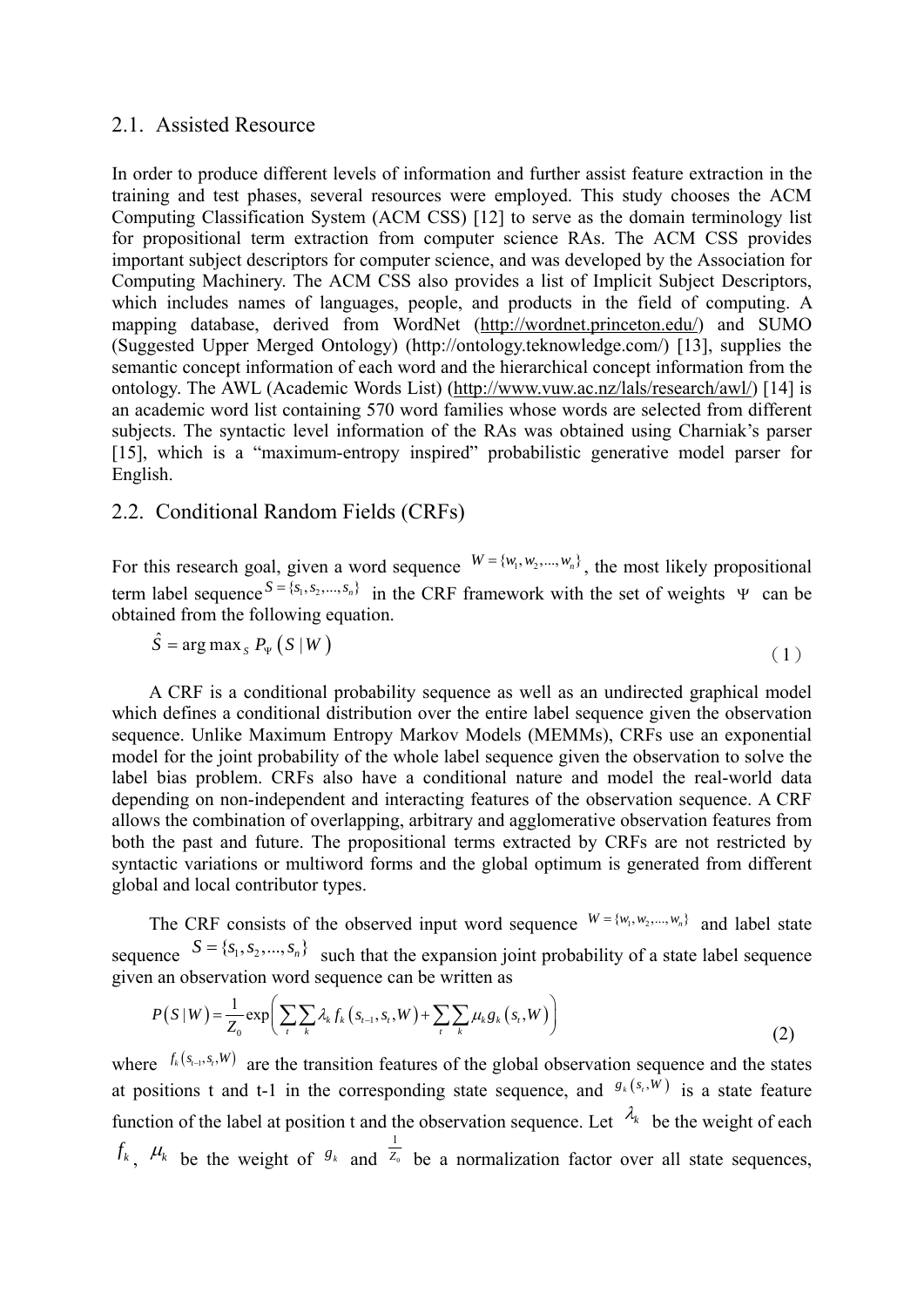## 2.1. Assisted Resource

In order to produce different levels of information and further assist feature extraction in the training and test phases, several resources were employed. This study chooses the ACM Computing Classification System (ACM CSS) [12] to serve as the domain terminology list for propositional term extraction from computer science RAs. The ACM CSS provides important subject descriptors for computer science, and was developed by the Association for Computing Machinery. The ACM CSS also provides a list of Implicit Subject Descriptors, which includes names of languages, people, and products in the field of computing. A mapping database, derived from WordNet (http://wordnet.princeton.edu/) and SUMO (Suggested Upper Merged Ontology) (http://ontology.teknowledge.com/) [13], supplies the semantic concept information of each word and the hierarchical concept information from the ontology. The AWL (Academic Words List) (http://www.vuw.ac.nz/lals/research/awl/) [14] is an academic word list containing 570 word families whose words are selected from different subjects. The syntactic level information of the RAs was obtained using Charniak's parser [15], which is a "maximum-entropy inspired" probabilistic generative model parser for English.

## 2.2. Conditional Random Fields (CRFs)

For this research goal, given a word sequence $W = \{w_1, w_2, ..., w_n\}$, the most likely propositional term label sequence $S = \{s_1, s_2, ..., s_n\}$ in the CRF framework with the set of weights $\Psi$ can be obtained from the following equation.

$$\hat{S} = \arg\max_S P_\Psi \left( S \mid W \right) \quad (1)$$

A CRF is a conditional probability sequence as well as an undirected graphical model which defines a conditional distribution over the entire label sequence given the observation sequence. Unlike Maximum Entropy Markov Models (MEMMs), CRFs use an exponential model for the joint probability of the whole label sequence given the observation to solve the label bias problem. CRFs also have a conditional nature and model the real-world data depending on non-independent and interacting features of the observation sequence. A CRF allows the combination of overlapping, arbitrary and agglomerative observation features from both the past and future. The propositional terms extracted by CRFs are not restricted by syntactic variations or multiword forms and the global optimum is generated from different global and local contributor types.

The CRF consists of the observed input word sequence $W = \{w_1, w_2, ..., w_n\}$ and label state sequence $S = \{s_1, s_2, ..., s_n\}$ such that the expansion joint probability of a state label sequence given an observation word sequence can be written as

$$P\left(S \mid W\right) = \frac{1}{Z_0} \exp\left( \sum_t \sum_k \lambda_k f_k \left(s_{t-1}, s_t, W\right) + \sum_t \sum_k \mu_k g_k \left(s_t, W\right) \right) \quad (2)$$

where $f_k(s_{t-1}, s_t, W)$ are the transition features of the global observation sequence and the states at positions t and t-1 in the corresponding state sequence, and $g_k(s_t, W)$ is a state feature function of the label at position t and the observation sequence. Let $\lambda_k$ be the weight of each $f_k$, $\mu_k$ be the weight of $g_k$ and $\frac{1}{Z_0}$ be a normalization factor over all state sequences,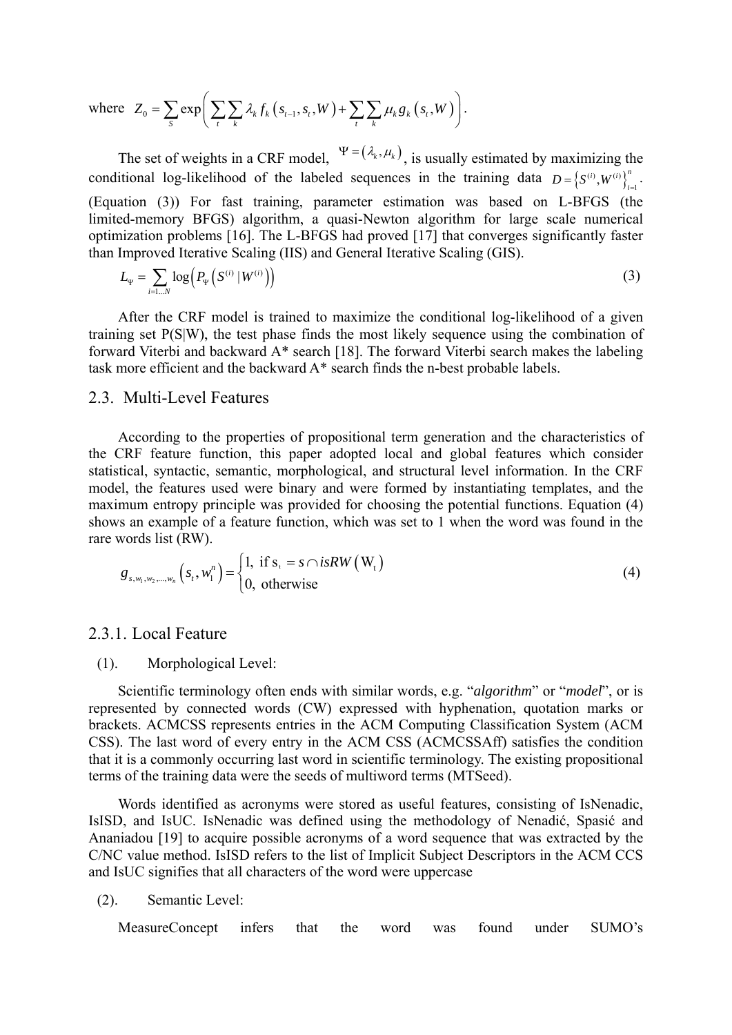where $Z_0 = \sum_{S} \exp\left( \sum_{t} \sum_{k} \lambda_k f_k \left( s_{t-1}, s_t, W \right) + \sum_{t} \sum_{k} \mu_k g_k \left( s_t, W \right) \right)$.

The set of weights in a CRF model, $\Psi = (\lambda_k, \mu_k)$, is usually estimated by maximizing the conditional log-likelihood of the labeled sequences in the training data $D = \left\{ S^{(i)}, W^{(i)} \right\}_{i=1}^{n}$. (Equation (3)) For fast training, parameter estimation was based on L-BFGS (the limited-memory BFGS) algorithm, a quasi-Newton algorithm for large scale numerical optimization problems [16]. The L-BFGS had proved [17] that converges significantly faster than Improved Iterative Scaling (IIS) and General Iterative Scaling (GIS).

$$L_{\Psi} = \sum_{i=1...N} \log\left( P_{\Psi}\left( S^{(i)} \mid W^{(i)} \right) \right) \tag{3}$$

After the CRF model is trained to maximize the conditional log-likelihood of a given training set P(S|W), the test phase finds the most likely sequence using the combination of forward Viterbi and backward A* search [18]. The forward Viterbi search makes the labeling task more efficient and the backward A* search finds the n-best probable labels.

## 2.3. Multi-Level Features

According to the properties of propositional term generation and the characteristics of the CRF feature function, this paper adopted local and global features which consider statistical, syntactic, semantic, morphological, and structural level information. In the CRF model, the features used were binary and were formed by instantiating templates, and the maximum entropy principle was provided for choosing the potential functions. Equation (4) shows an example of a feature function, which was set to 1 when the word was found in the rare words list (RW).

$$g_{s, w_1, w_2, ..., w_n}\left( s_t, w_1^n \right) = \begin{cases} 1, & \text{if } s_t = s \cap isRW\left( W_t \right) \\ 0, & \text{otherwise} \end{cases} \tag{4}$$

### 2.3.1. Local Feature

(1). Morphological Level:

Scientific terminology often ends with similar words, e.g. "*algorithm*" or "*model*", or is represented by connected words (CW) expressed with hyphenation, quotation marks or brackets. ACMCSS represents entries in the ACM Computing Classification System (ACM CSS). The last word of every entry in the ACM CSS (ACMCSSAff) satisfies the condition that it is a commonly occurring last word in scientific terminology. The existing propositional terms of the training data were the seeds of multiword terms (MTSeed).

Words identified as acronyms were stored as useful features, consisting of IsNenadic, IsISD, and IsUC. IsNenadic was defined using the methodology of Nenadić, Spasić and Ananiadou [19] to acquire possible acronyms of a word sequence that was extracted by the C/NC value method. IsISD refers to the list of Implicit Subject Descriptors in the ACM CCS and IsUC signifies that all characters of the word were uppercase

(2). Semantic Level:

MeasureConcept infers that the word was found under SUMO's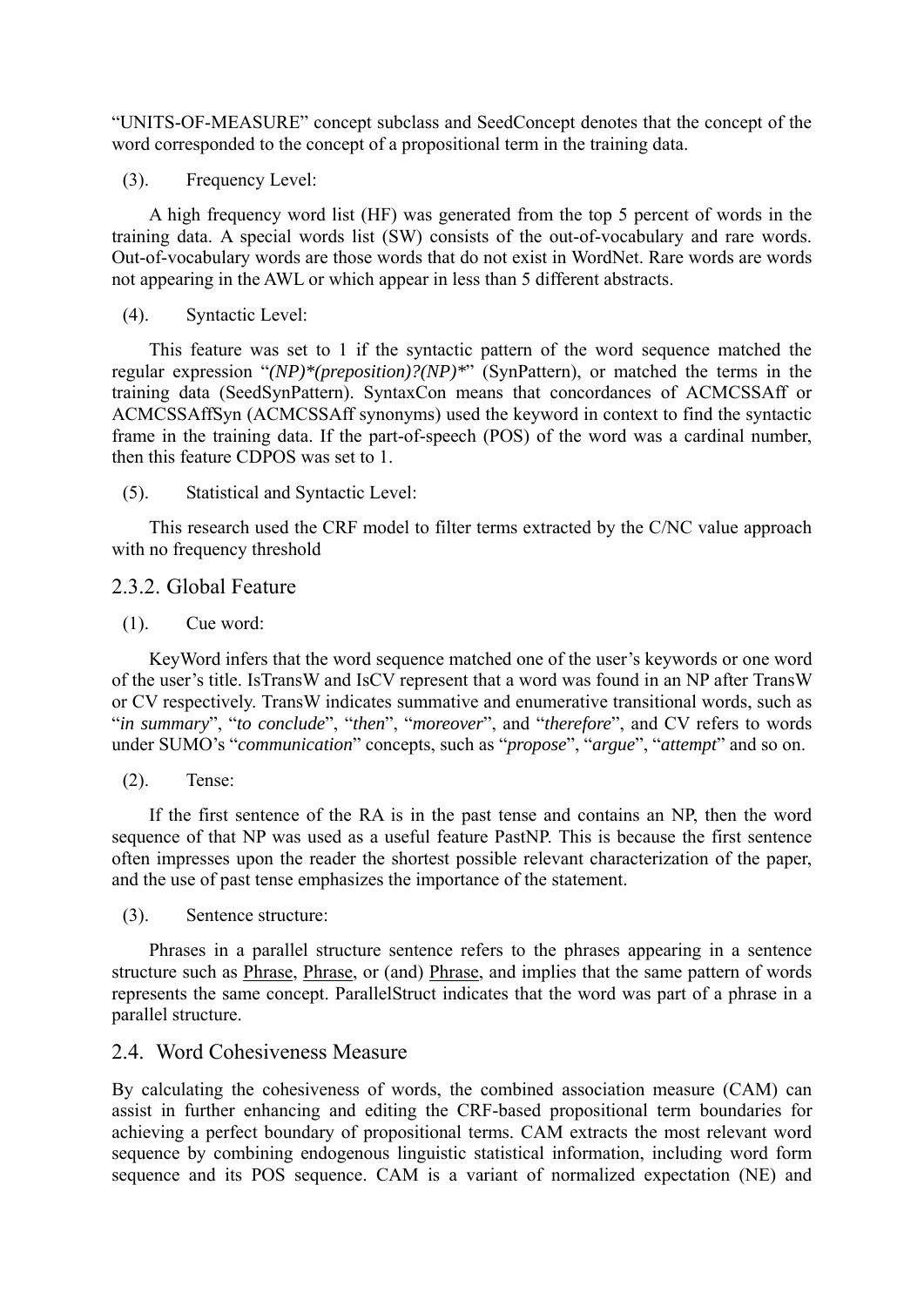"UNITS-OF-MEASURE" concept subclass and SeedConcept denotes that the concept of the word corresponded to the concept of a propositional term in the training data.

(3). Frequency Level:

A high frequency word list (HF) was generated from the top 5 percent of words in the training data. A special words list (SW) consists of the out-of-vocabulary and rare words. Out-of-vocabulary words are those words that do not exist in WordNet. Rare words are words not appearing in the AWL or which appear in less than 5 different abstracts.

(4). Syntactic Level:

This feature was set to 1 if the syntactic pattern of the word sequence matched the regular expression "*(NP)*(preposition)?(NP)**" (SynPattern), or matched the terms in the training data (SeedSynPattern). SyntaxCon means that concordances of ACMCSSAff or ACMCSSAffSyn (ACMCSSAff synonyms) used the keyword in context to find the syntactic frame in the training data. If the part-of-speech (POS) of the word was a cardinal number, then this feature CDPOS was set to 1.

(5). Statistical and Syntactic Level:

This research used the CRF model to filter terms extracted by the C/NC value approach with no frequency threshold

### 2.3.2. Global Feature

(1). Cue word:

KeyWord infers that the word sequence matched one of the user's keywords or one word of the user's title. IsTransW and IsCV represent that a word was found in an NP after TransW or CV respectively. TransW indicates summative and enumerative transitional words, such as "*in summary*", "*to conclude*", "*then*", "*moreover*", and "*therefore*", and CV refers to words under SUMO's "*communication*" concepts, such as "*propose*", "*argue*", "*attempt*" and so on.

(2). Tense:

If the first sentence of the RA is in the past tense and contains an NP, then the word sequence of that NP was used as a useful feature PastNP. This is because the first sentence often impresses upon the reader the shortest possible relevant characterization of the paper, and the use of past tense emphasizes the importance of the statement.

(3). Sentence structure:

Phrases in a parallel structure sentence refers to the phrases appearing in a sentence structure such as <u>Phrase</u>, <u>Phrase</u>, or (and) <u>Phrase</u>, and implies that the same pattern of words represents the same concept. ParallelStruct indicates that the word was part of a phrase in a parallel structure.

## 2.4. Word Cohesiveness Measure

By calculating the cohesiveness of words, the combined association measure (CAM) can assist in further enhancing and editing the CRF-based propositional term boundaries for achieving a perfect boundary of propositional terms. CAM extracts the most relevant word sequence by combining endogenous linguistic statistical information, including word form sequence and its POS sequence. CAM is a variant of normalized expectation (NE) and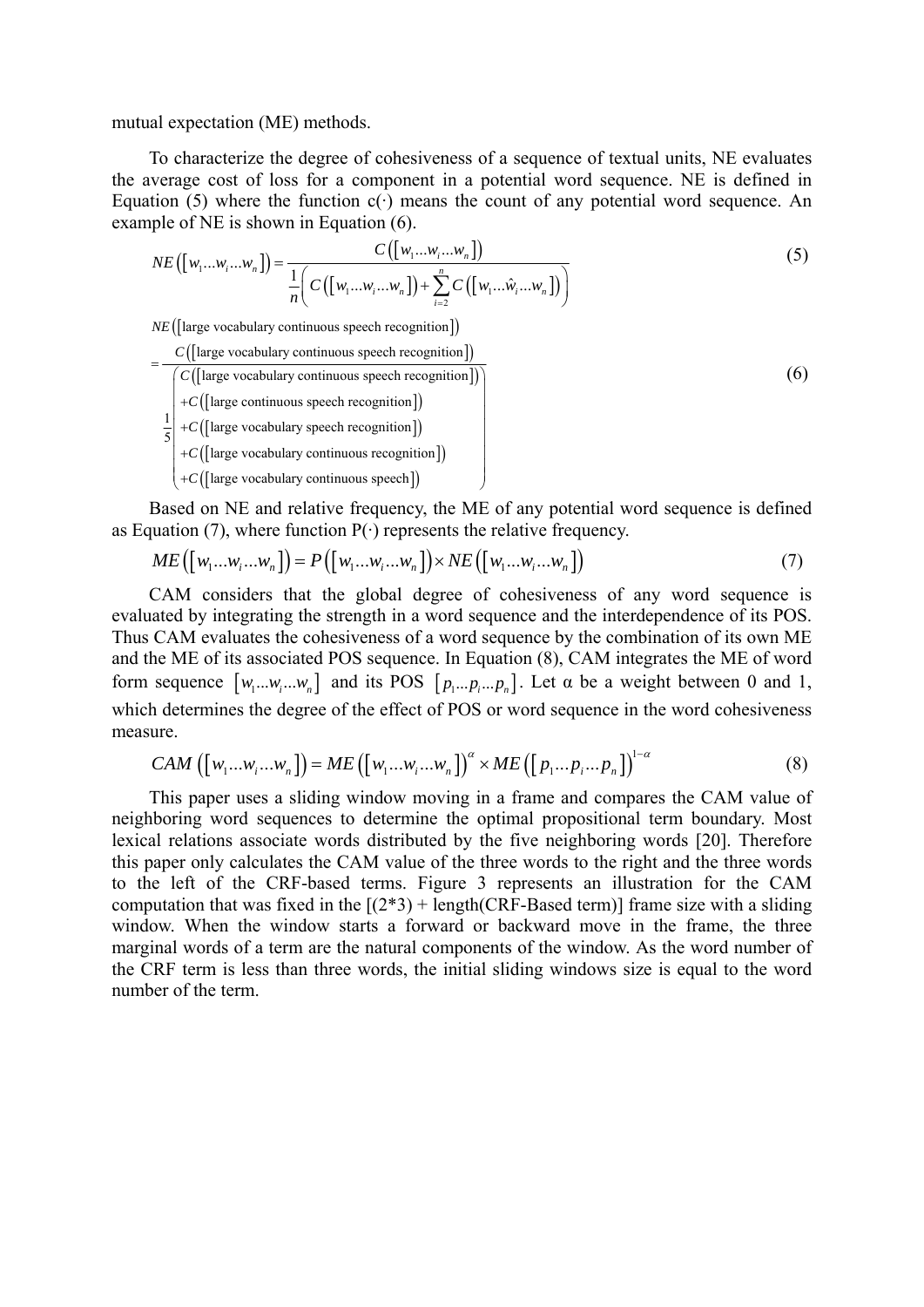mutual expectation (ME) methods.

To characterize the degree of cohesiveness of a sequence of textual units, NE evaluates the average cost of loss for a component in a potential word sequence. NE is defined in Equation (5) where the function c(·) means the count of any potential word sequence. An example of NE is shown in Equation (6).

$$NE\left(\left[w_1 \ldots w_i \ldots w_n\right]\right) = \frac{C\left(\left[w_1 \ldots w_i \ldots w_n\right]\right)}{\frac{1}{n}\left(C\left(\left[w_1 \ldots w_i \ldots w_n\right]\right) + \sum_{i=2}^{n} C\left(\left[w_1 \ldots \hat{w}_i \ldots w_n\right]\right)\right)} \tag{5}$$

$$\begin{aligned} & NE\left(\left[\text{large vocabulary continuous speech recognition}\right]\right) \\ & = \frac{C\left(\left[\text{large vocabulary continuous speech recognition}\right]\right)}{\frac{1}{5}\left(\begin{array}{l} C\left(\left[\text{large vocabulary continuous speech recognition}\right]\right) \\ +C\left(\left[\text{large continuous speech recognition}\right]\right) \\ +C\left(\left[\text{large vocabulary speech recognition}\right]\right) \\ +C\left(\left[\text{large vocabulary continuous recognition}\right]\right) \\ +C\left(\left[\text{large vocabulary continuous speech}\right]\right) \end{array}\right)} \end{aligned} \tag{6}$$

Based on NE and relative frequency, the ME of any potential word sequence is defined as Equation (7), where function P(·) represents the relative frequency.

$$ME\left(\left[w_1 \ldots w_i \ldots w_n\right]\right) = P\left(\left[w_1 \ldots w_i \ldots w_n\right]\right) \times NE\left(\left[w_1 \ldots w_i \ldots w_n\right]\right) \tag{7}$$

CAM considers that the global degree of cohesiveness of any word sequence is evaluated by integrating the strength in a word sequence and the interdependence of its POS. Thus CAM evaluates the cohesiveness of a word sequence by the combination of its own ME and the ME of its associated POS sequence. In Equation (8), CAM integrates the ME of word form sequence $\left[w_1 \ldots w_i \ldots w_n\right]$ and its POS $\left[p_1 \ldots p_i \ldots p_n\right]$. Let α be a weight between 0 and 1, which determines the degree of the effect of POS or word sequence in the word cohesiveness measure.

$$CAM\left(\left[w_1 \ldots w_i \ldots w_n\right]\right) = ME\left(\left[w_1 \ldots w_i \ldots w_n\right]\right)^{\alpha} \times ME\left(\left[p_1 \ldots p_i \ldots p_n\right]\right)^{1-\alpha} \tag{8}$$

This paper uses a sliding window moving in a frame and compares the CAM value of neighboring word sequences to determine the optimal propositional term boundary. Most lexical relations associate words distributed by the five neighboring words [20]. Therefore this paper only calculates the CAM value of the three words to the right and the three words to the left of the CRF-based terms. Figure 3 represents an illustration for the CAM computation that was fixed in the [(2*3) + length(CRF-Based term)] frame size with a sliding window. When the window starts a forward or backward move in the frame, the three marginal words of a term are the natural components of the window. As the word number of the CRF term is less than three words, the initial sliding windows size is equal to the word number of the term.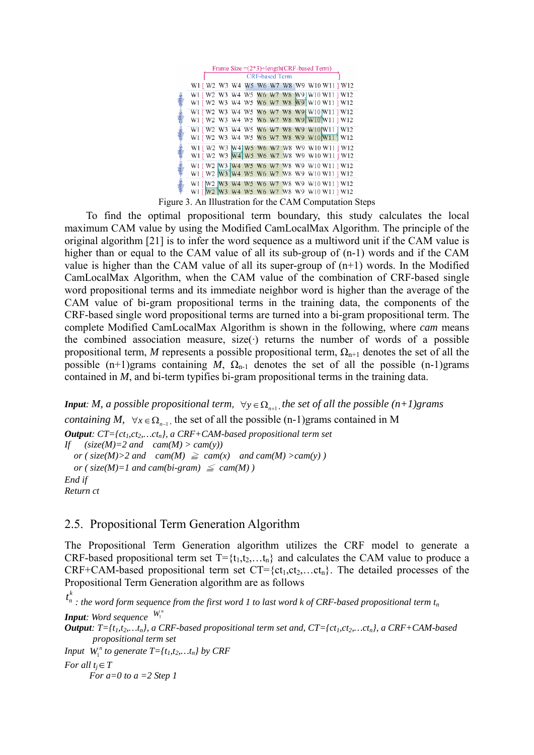Frame Size =(2*3)+length(CRF-based Term)

CRF-based Term

W1 [ W2 W3 W4 W5 W6 W7 W8 W9 W10 W11 ] W12

Figure 3. An Illustration for the CAM Computation Steps

To find the optimal propositional term boundary, this study calculates the local maximum CAM value by using the Modified CamLocalMax Algorithm. The principle of the original algorithm [21] is to infer the word sequence as a multiword unit if the CAM value is higher than or equal to the CAM value of all its sub-group of (n-1) words and if the CAM value is higher than the CAM value of all its super-group of (n+1) words. In the Modified CamLocalMax Algorithm, when the CAM value of the combination of CRF-based single word propositional terms and its immediate neighbor word is higher than the average of the CAM value of bi-gram propositional terms in the training data, the components of the CRF-based single word propositional terms are turned into a bi-gram propositional term. The complete Modified CamLocalMax Algorithm is shown in the following, where *cam* means the combined association measure, size(·) returns the number of words of a possible propositional term, *M* represents a possible propositional term, $\Omega_{n+1}$ denotes the set of all the possible (n+1)grams containing *M*, $\Omega_{n-1}$ denotes the set of all the possible (n-1)grams contained in *M*, and bi-term typifies bi-gram propositional terms in the training data.

***Input***: *M, a possible propositional term,* $\forall y \in \Omega_{n+1}$, *the set of all the possible (n+1)grams containing M,* $\forall x \in \Omega_{n-1}$, the set of all the possible (n-1)grams contained in M

***Output***: *CT={$ct_1$,$ct_2$,…$ct_n$}, a CRF+CAM-based propositional term set*

*If (size(M)=2 and cam(M) > cam(y))*

*or ( size(M)>2 and cam(M) ≧ cam(x) and cam(M) >cam(y) )*

*or ( size(M)=1 and cam(bi-gram) ≦ cam(M) )*

*End if*

*Return ct*

## 2.5. Propositional Term Generation Algorithm

The Propositional Term Generation algorithm utilizes the CRF model to generate a CRF-based propositional term set T={$t_1$,$t_2$,…$t_n$} and calculates the CAM value to produce a CRF+CAM-based propositional term set CT={$ct_1$,$ct_2$,…$ct_n$}. The detailed processes of the Propositional Term Generation algorithm are as follows

$t_n^k$ *: the word form sequence from the first word 1 to last word k of CRF-based propositional term $t_n$*

***Input***: *Word sequence* $W_1^n$

***Output***: *T={$t_1$,$t_2$,…$t_n$}, a CRF-based propositional term set and, CT={$ct_1$,$ct_2$,…$ct_n$}, a CRF+CAM-based propositional term set*

*Input* $W_1^n$ *to generate T={$t_1$,$t_2$,…$t_n$} by CRF*

*For all $t_j$∈ T*

*For a=0 to a =2 Step 1*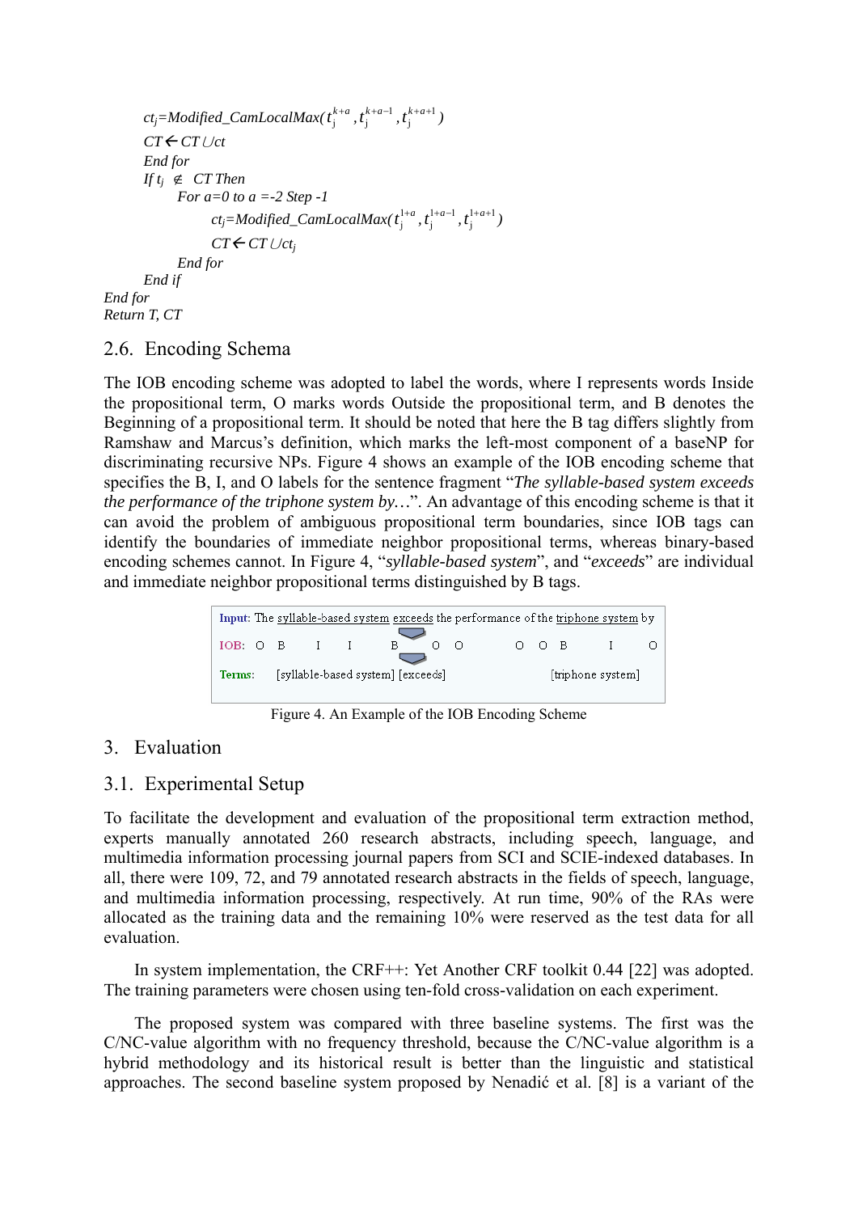```
        ctj=Modified_CamLocalMax(t_j^{k+a}, t_j^{k+a-1}, t_j^{k+a+1})
        CT ← CT ∪ ct
        End for
        If tj ∉ CT Then
            For a=0 to a =-2 Step -1
                ctj=Modified_CamLocalMax(t_j^{1+a}, t_j^{1+a-1}, t_j^{1+a+1})
                CT ← CT ∪ ctj
            End for
        End if
End for
Return T, CT
```

## 2.6. Encoding Schema

The IOB encoding scheme was adopted to label the words, where I represents words Inside the propositional term, O marks words Outside the propositional term, and B denotes the Beginning of a propositional term. It should be noted that here the B tag differs slightly from Ramshaw and Marcus's definition, which marks the left-most component of a baseNP for discriminating recursive NPs. Figure 4 shows an example of the IOB encoding scheme that specifies the B, I, and O labels for the sentence fragment "*The syllable-based system exceeds the performance of the triphone system by…*". An advantage of this encoding scheme is that it can avoid the problem of ambiguous propositional term boundaries, since IOB tags can identify the boundaries of immediate neighbor propositional terms, whereas binary-based encoding schemes cannot. In Figure 4, "*syllable-based system*", and "*exceeds*" are individual and immediate neighbor propositional terms distinguished by B tags.

| **Input:** | The | syllable-based | system | exceeds | the | performance | of | the | triphone | system | by |
|---|---|---|---|---|---|---|---|---|---|---|---|
| **IOB:** | O | B | I | I | B | O | O | O | O | B | I | O |
| **Terms:** | | [syllable-based system] | | | [exceeds] | | | | | [triphone system] | | |

Figure 4. An Example of the IOB Encoding Scheme

# 3. Evaluation

## 3.1. Experimental Setup

To facilitate the development and evaluation of the propositional term extraction method, experts manually annotated 260 research abstracts, including speech, language, and multimedia information processing journal papers from SCI and SCIE-indexed databases. In all, there were 109, 72, and 79 annotated research abstracts in the fields of speech, language, and multimedia information processing, respectively. At run time, 90% of the RAs were allocated as the training data and the remaining 10% were reserved as the test data for all evaluation.

In system implementation, the CRF++: Yet Another CRF toolkit 0.44 [22] was adopted. The training parameters were chosen using ten-fold cross-validation on each experiment.

The proposed system was compared with three baseline systems. The first was the C/NC-value algorithm with no frequency threshold, because the C/NC-value algorithm is a hybrid methodology and its historical result is better than the linguistic and statistical approaches. The second baseline system proposed by Nenadić et al. [8] is a variant of the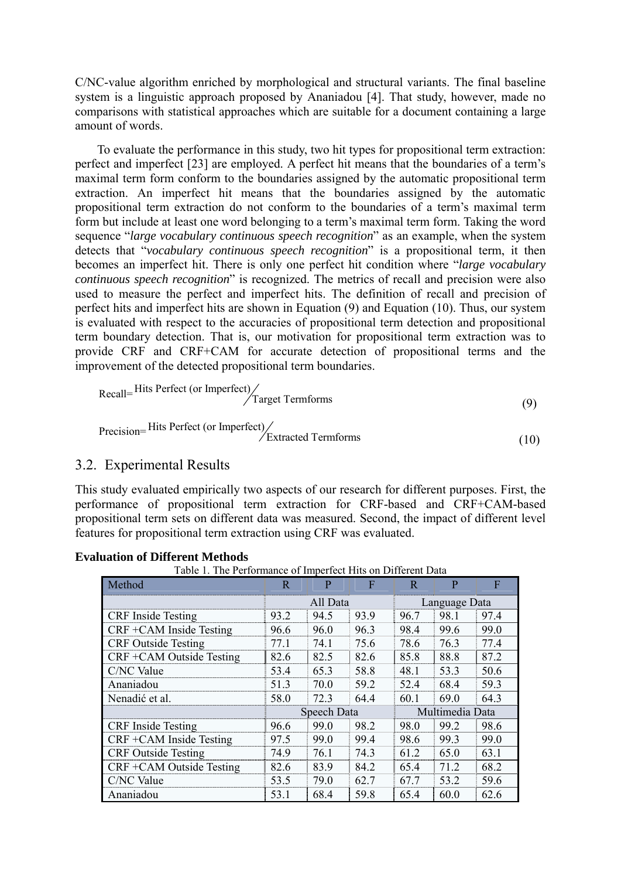C/NC-value algorithm enriched by morphological and structural variants. The final baseline system is a linguistic approach proposed by Ananiadou [4]. That study, however, made no comparisons with statistical approaches which are suitable for a document containing a large amount of words.

To evaluate the performance in this study, two hit types for propositional term extraction: perfect and imperfect [23] are employed. A perfect hit means that the boundaries of a term's maximal term form conform to the boundaries assigned by the automatic propositional term extraction. An imperfect hit means that the boundaries assigned by the automatic propositional term extraction do not conform to the boundaries of a term's maximal term form but include at least one word belonging to a term's maximal term form. Taking the word sequence "*large vocabulary continuous speech recognition*" as an example, when the system detects that "*vocabulary continuous speech recognition*" is a propositional term, it then becomes an imperfect hit. There is only one perfect hit condition where "*large vocabulary continuous speech recognition*" is recognized. The metrics of recall and precision were also used to measure the perfect and imperfect hits. The definition of recall and precision of perfect hits and imperfect hits are shown in Equation (9) and Equation (10). Thus, our system is evaluated with respect to the accuracies of propositional term detection and propositional term boundary detection. That is, our motivation for propositional term extraction was to provide CRF and CRF+CAM for accurate detection of propositional terms and the improvement of the detected propositional term boundaries.

$$\text{Recall} = \text{Hits Perfect (or Imperfect)} \Big/ \text{Target Termforms} \tag{9}$$

$$\text{Precision} = \text{Hits Perfect (or Imperfect)} \Big/ \text{Extracted Termforms} \tag{10}$$

## 3.2. Experimental Results

This study evaluated empirically two aspects of our research for different purposes. First, the performance of propositional term extraction for CRF-based and CRF+CAM-based propositional term sets on different data was measured. Second, the impact of different level features for propositional term extraction using CRF was evaluated.

**Evaluation of Different Methods**

Table 1. The Performance of Imperfect Hits on Different Data

| Method | R | P | F | R | P | F |
|---|---|---|---|---|---|---|
| | All Data | | | Language Data | | |
| CRF Inside Testing | 93.2 | 94.5 | 93.9 | 96.7 | 98.1 | 97.4 |
| CRF +CAM Inside Testing | 96.6 | 96.0 | 96.3 | 98.4 | 99.6 | 99.0 |
| CRF Outside Testing | 77.1 | 74.1 | 75.6 | 78.6 | 76.3 | 77.4 |
| CRF +CAM Outside Testing | 82.6 | 82.5 | 82.6 | 85.8 | 88.8 | 87.2 |
| C/NC Value | 53.4 | 65.3 | 58.8 | 48.1 | 53.3 | 50.6 |
| Ananiadou | 51.3 | 70.0 | 59.2 | 52.4 | 68.4 | 59.3 |
| Nenadić et al. | 58.0 | 72.3 | 64.4 | 60.1 | 69.0 | 64.3 |
| | Speech Data | | | Multimedia Data | | |
| CRF Inside Testing | 96.6 | 99.0 | 98.2 | 98.0 | 99.2 | 98.6 |
| CRF +CAM Inside Testing | 97.5 | 99.0 | 99.4 | 98.6 | 99.3 | 99.0 |
| CRF Outside Testing | 74.9 | 76.1 | 74.3 | 61.2 | 65.0 | 63.1 |
| CRF +CAM Outside Testing | 82.6 | 83.9 | 84.2 | 65.4 | 71.2 | 68.2 |
| C/NC Value | 53.5 | 79.0 | 62.7 | 67.7 | 53.2 | 59.6 |
| Ananiadou | 53.1 | 68.4 | 59.8 | 65.4 | 60.0 | 62.6 |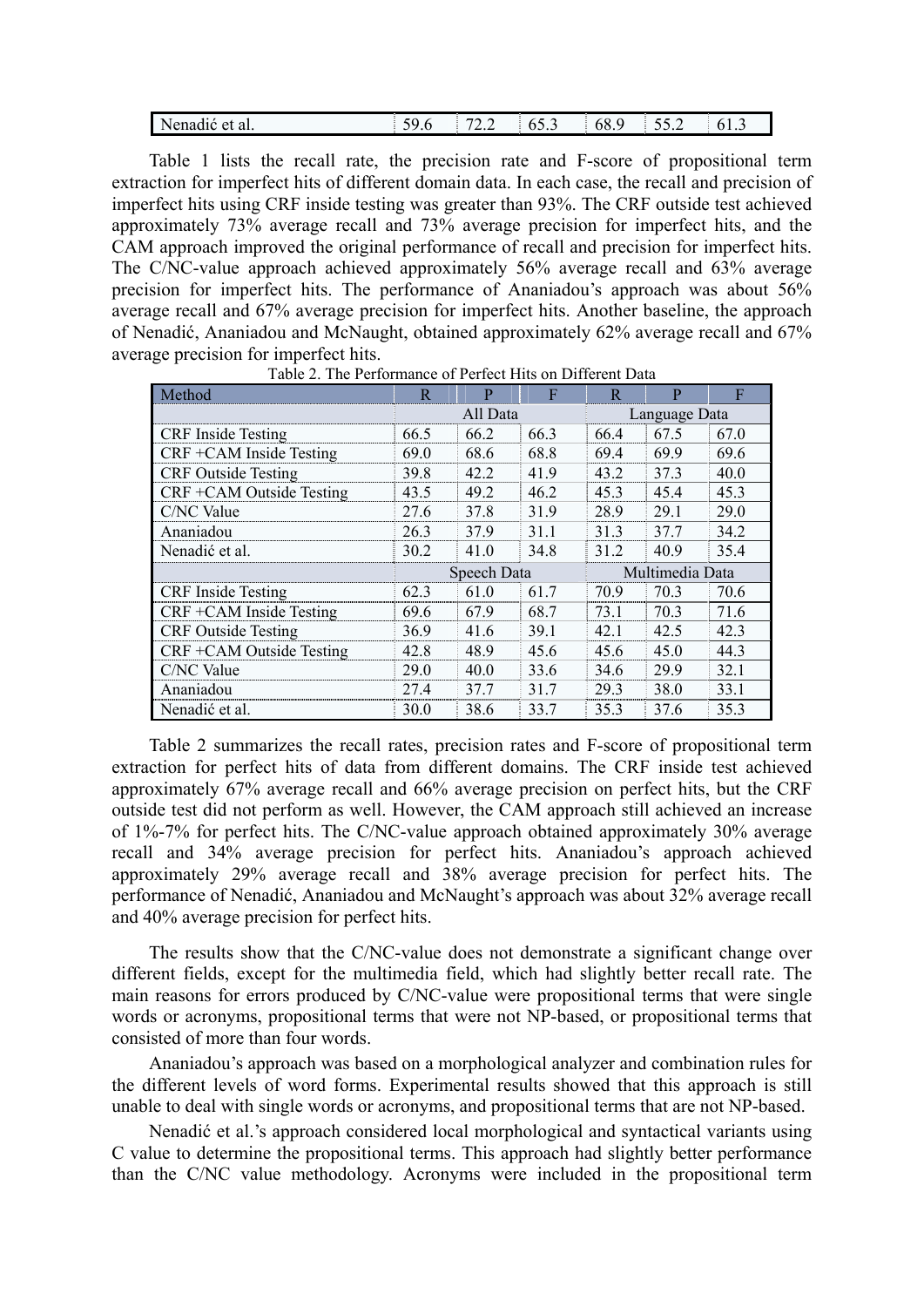| Nenadić et al. | 59.6 | 72.2 | 65.3 | 68.9 | 55.2 | 61.3 |
|---|---|---|---|---|---|---|

Table 1 lists the recall rate, the precision rate and F-score of propositional term extraction for imperfect hits of different domain data. In each case, the recall and precision of imperfect hits using CRF inside testing was greater than 93%. The CRF outside test achieved approximately 73% average recall and 73% average precision for imperfect hits, and the CAM approach improved the original performance of recall and precision for imperfect hits. The C/NC-value approach achieved approximately 56% average recall and 63% average precision for imperfect hits. The performance of Ananiadou's approach was about 56% average recall and 67% average precision for imperfect hits. Another baseline, the approach of Nenadić, Ananiadou and McNaught, obtained approximately 62% average recall and 67% average precision for imperfect hits.

Table 2. The Performance of Perfect Hits on Different Data

| Method | R | P | F | R | P | F |
|---|---|---|---|---|---|---|
| | All Data | | | Language Data | | |
| CRF Inside Testing | 66.5 | 66.2 | 66.3 | 66.4 | 67.5 | 67.0 |
| CRF +CAM Inside Testing | 69.0 | 68.6 | 68.8 | 69.4 | 69.9 | 69.6 |
| CRF Outside Testing | 39.8 | 42.2 | 41.9 | 43.2 | 37.3 | 40.0 |
| CRF +CAM Outside Testing | 43.5 | 49.2 | 46.2 | 45.3 | 45.4 | 45.3 |
| C/NC Value | 27.6 | 37.8 | 31.9 | 28.9 | 29.1 | 29.0 |
| Ananiadou | 26.3 | 37.9 | 31.1 | 31.3 | 37.7 | 34.2 |
| Nenadić et al. | 30.2 | 41.0 | 34.8 | 31.2 | 40.9 | 35.4 |
| | Speech Data | | | Multimedia Data | | |
| CRF Inside Testing | 62.3 | 61.0 | 61.7 | 70.9 | 70.3 | 70.6 |
| CRF +CAM Inside Testing | 69.6 | 67.9 | 68.7 | 73.1 | 70.3 | 71.6 |
| CRF Outside Testing | 36.9 | 41.6 | 39.1 | 42.1 | 42.5 | 42.3 |
| CRF +CAM Outside Testing | 42.8 | 48.9 | 45.6 | 45.6 | 45.0 | 44.3 |
| C/NC Value | 29.0 | 40.0 | 33.6 | 34.6 | 29.9 | 32.1 |
| Ananiadou | 27.4 | 37.7 | 31.7 | 29.3 | 38.0 | 33.1 |
| Nenadić et al. | 30.0 | 38.6 | 33.7 | 35.3 | 37.6 | 35.3 |

Table 2 summarizes the recall rates, precision rates and F-score of propositional term extraction for perfect hits of data from different domains. The CRF inside test achieved approximately 67% average recall and 66% average precision on perfect hits, but the CRF outside test did not perform as well. However, the CAM approach still achieved an increase of 1%-7% for perfect hits. The C/NC-value approach obtained approximately 30% average recall and 34% average precision for perfect hits. Ananiadou's approach achieved approximately 29% average recall and 38% average precision for perfect hits. The performance of Nenadić, Ananiadou and McNaught's approach was about 32% average recall and 40% average precision for perfect hits.

The results show that the C/NC-value does not demonstrate a significant change over different fields, except for the multimedia field, which had slightly better recall rate. The main reasons for errors produced by C/NC-value were propositional terms that were single words or acronyms, propositional terms that were not NP-based, or propositional terms that consisted of more than four words.

Ananiadou's approach was based on a morphological analyzer and combination rules for the different levels of word forms. Experimental results showed that this approach is still unable to deal with single words or acronyms, and propositional terms that are not NP-based.

Nenadić et al.'s approach considered local morphological and syntactical variants using C value to determine the propositional terms. This approach had slightly better performance than the C/NC value methodology. Acronyms were included in the propositional term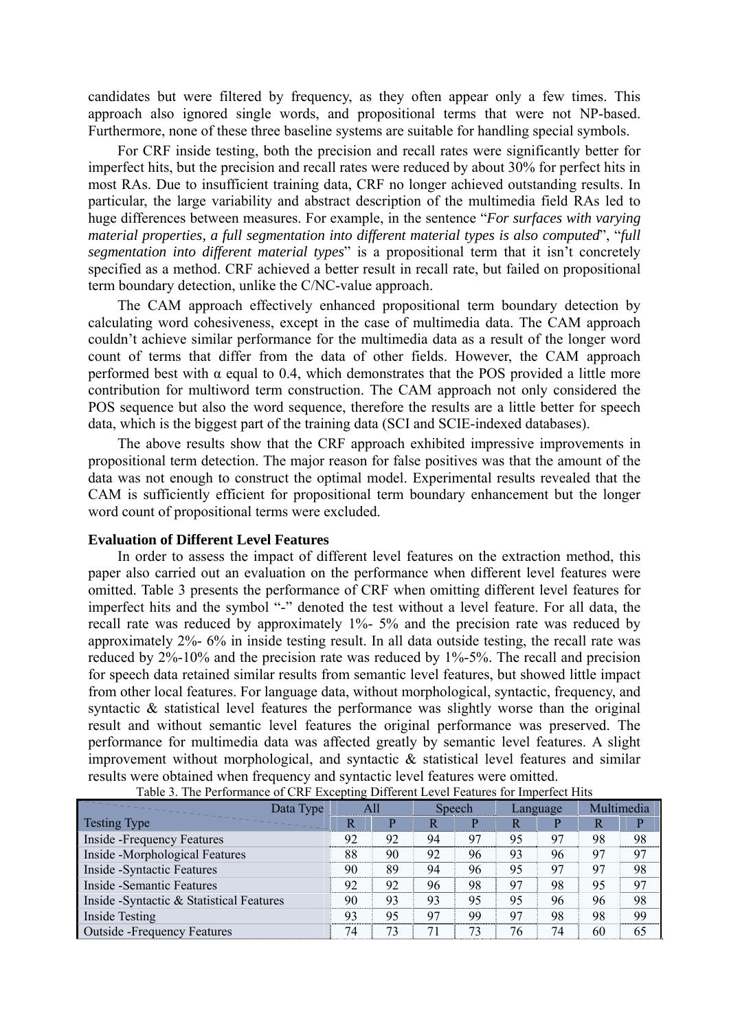candidates but were filtered by frequency, as they often appear only a few times. This approach also ignored single words, and propositional terms that were not NP-based. Furthermore, none of these three baseline systems are suitable for handling special symbols.

For CRF inside testing, both the precision and recall rates were significantly better for imperfect hits, but the precision and recall rates were reduced by about 30% for perfect hits in most RAs. Due to insufficient training data, CRF no longer achieved outstanding results. In particular, the large variability and abstract description of the multimedia field RAs led to huge differences between measures. For example, in the sentence "*For surfaces with varying material properties, a full segmentation into different material types is also computed*", "*full segmentation into different material types*" is a propositional term that it isn't concretely specified as a method. CRF achieved a better result in recall rate, but failed on propositional term boundary detection, unlike the C/NC-value approach.

The CAM approach effectively enhanced propositional term boundary detection by calculating word cohesiveness, except in the case of multimedia data. The CAM approach couldn't achieve similar performance for the multimedia data as a result of the longer word count of terms that differ from the data of other fields. However, the CAM approach performed best with $\alpha$ equal to 0.4, which demonstrates that the POS provided a little more contribution for multiword term construction. The CAM approach not only considered the POS sequence but also the word sequence, therefore the results are a little better for speech data, which is the biggest part of the training data (SCI and SCIE-indexed databases).

The above results show that the CRF approach exhibited impressive improvements in propositional term detection. The major reason for false positives was that the amount of the data was not enough to construct the optimal model. Experimental results revealed that the CAM is sufficiently efficient for propositional term boundary enhancement but the longer word count of propositional terms were excluded.

**Evaluation of Different Level Features**

In order to assess the impact of different level features on the extraction method, this paper also carried out an evaluation on the performance when different level features were omitted. Table 3 presents the performance of CRF when omitting different level features for imperfect hits and the symbol "-" denoted the test without a level feature. For all data, the recall rate was reduced by approximately 1%- 5% and the precision rate was reduced by approximately 2%- 6% in inside testing result. In all data outside testing, the recall rate was reduced by 2%-10% and the precision rate was reduced by 1%-5%. The recall and precision for speech data retained similar results from semantic level features, but showed little impact from other local features. For language data, without morphological, syntactic, frequency, and syntactic & statistical level features the performance was slightly worse than the original result and without semantic level features the original performance was preserved. The performance for multimedia data was affected greatly by semantic level features. A slight improvement without morphological, and syntactic & statistical level features and similar results were obtained when frequency and syntactic level features were omitted.

Table 3. The Performance of CRF Excepting Different Level Features for Imperfect Hits

| Data Type / Testing Type | All | | Speech | | Language | | Multimedia | |
|---|---|---|---|---|---|---|---|---|
| | R | P | R | P | R | P | R | P |
| Inside -Frequency Features | 92 | 92 | 94 | 97 | 95 | 97 | 98 | 98 |
| Inside -Morphological Features | 88 | 90 | 92 | 96 | 93 | 96 | 97 | 97 |
| Inside -Syntactic Features | 90 | 89 | 94 | 96 | 95 | 97 | 97 | 98 |
| Inside -Semantic Features | 92 | 92 | 96 | 98 | 97 | 98 | 95 | 97 |
| Inside -Syntactic & Statistical Features | 90 | 93 | 93 | 95 | 95 | 96 | 96 | 98 |
| Inside Testing | 93 | 95 | 97 | 99 | 97 | 98 | 98 | 99 |
| Outside -Frequency Features | 74 | 73 | 71 | 73 | 76 | 74 | 60 | 65 |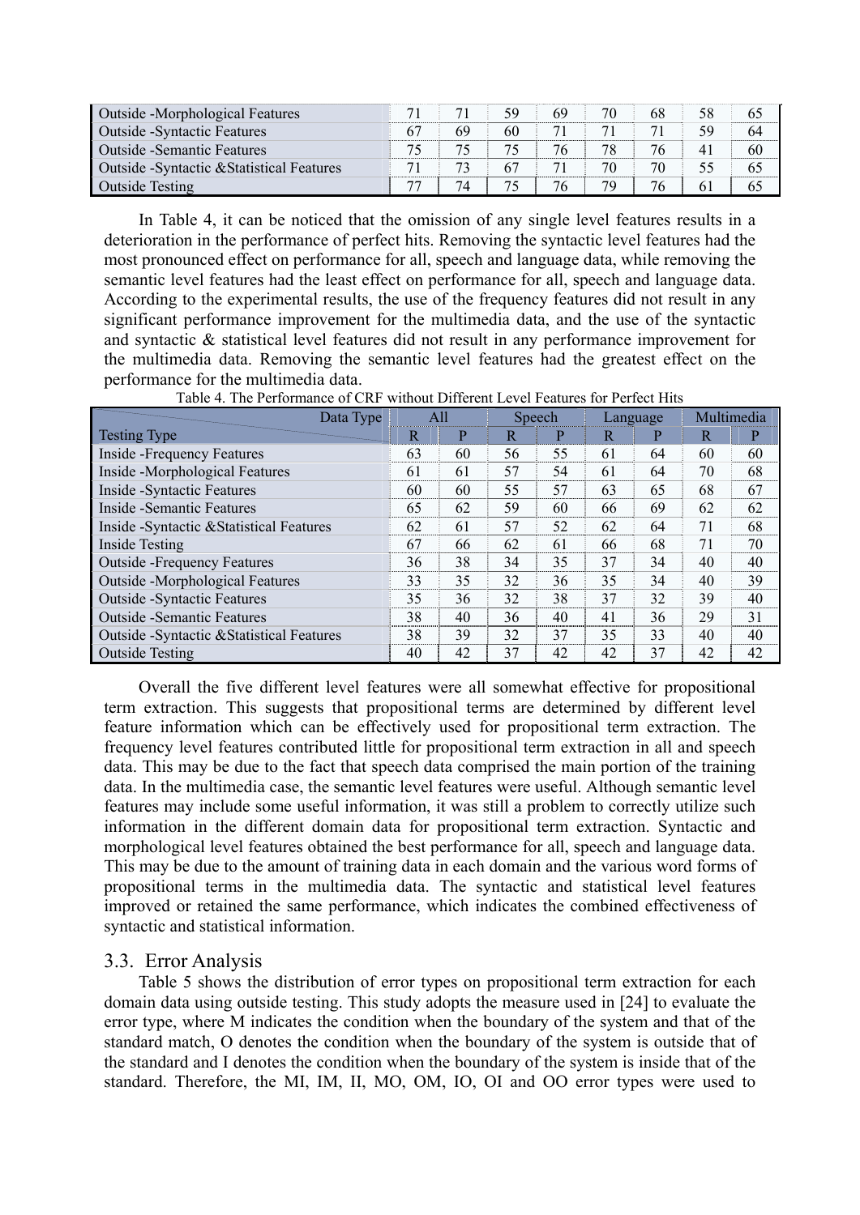| Outside -Morphological Features | 71 | 71 | 59 | 69 | 70 | 68 | 58 | 65 |
|---|---|---|---|---|---|---|---|---|
| Outside -Syntactic Features | 67 | 69 | 60 | 71 | 71 | 71 | 59 | 64 |
| Outside -Semantic Features | 75 | 75 | 75 | 76 | 78 | 76 | 41 | 60 |
| Outside -Syntactic &Statistical Features | 71 | 73 | 67 | 71 | 70 | 70 | 55 | 65 |
| Outside Testing | 77 | 74 | 75 | 76 | 79 | 76 | 61 | 65 |

In Table 4, it can be noticed that the omission of any single level features results in a deterioration in the performance of perfect hits. Removing the syntactic level features had the most pronounced effect on performance for all, speech and language data, while removing the semantic level features had the least effect on performance for all, speech and language data. According to the experimental results, the use of the frequency features did not result in any significant performance improvement for the multimedia data, and the use of the syntactic and syntactic & statistical level features did not result in any performance improvement for the multimedia data. Removing the semantic level features had the greatest effect on the performance for the multimedia data.

Table 4. The Performance of CRF without Different Level Features for Perfect Hits

| Data Type / Testing Type | All | | Speech | | Language | | Multimedia | |
|---|---|---|---|---|---|---|---|---|
| | R | P | R | P | R | P | R | P |
| Inside -Frequency Features | 63 | 60 | 56 | 55 | 61 | 64 | 60 | 60 |
| Inside -Morphological Features | 61 | 61 | 57 | 54 | 61 | 64 | 70 | 68 |
| Inside -Syntactic Features | 60 | 60 | 55 | 57 | 63 | 65 | 68 | 67 |
| Inside -Semantic Features | 65 | 62 | 59 | 60 | 66 | 69 | 62 | 62 |
| Inside -Syntactic &Statistical Features | 62 | 61 | 57 | 52 | 62 | 64 | 71 | 68 |
| Inside Testing | 67 | 66 | 62 | 61 | 66 | 68 | 71 | 70 |
| Outside -Frequency Features | 36 | 38 | 34 | 35 | 37 | 34 | 40 | 40 |
| Outside -Morphological Features | 33 | 35 | 32 | 36 | 35 | 34 | 40 | 39 |
| Outside -Syntactic Features | 35 | 36 | 32 | 38 | 37 | 32 | 39 | 40 |
| Outside -Semantic Features | 38 | 40 | 36 | 40 | 41 | 36 | 29 | 31 |
| Outside -Syntactic &Statistical Features | 38 | 39 | 32 | 37 | 35 | 33 | 40 | 40 |
| Outside Testing | 40 | 42 | 37 | 42 | 42 | 37 | 42 | 42 |

Overall the five different level features were all somewhat effective for propositional term extraction. This suggests that propositional terms are determined by different level feature information which can be effectively used for propositional term extraction. The frequency level features contributed little for propositional term extraction in all and speech data. This may be due to the fact that speech data comprised the main portion of the training data. In the multimedia case, the semantic level features were useful. Although semantic level features may include some useful information, it was still a problem to correctly utilize such information in the different domain data for propositional term extraction. Syntactic and morphological level features obtained the best performance for all, speech and language data. This may be due to the amount of training data in each domain and the various word forms of propositional terms in the multimedia data. The syntactic and statistical level features improved or retained the same performance, which indicates the combined effectiveness of syntactic and statistical information.

### 3.3. Error Analysis

Table 5 shows the distribution of error types on propositional term extraction for each domain data using outside testing. This study adopts the measure used in [24] to evaluate the error type, where M indicates the condition when the boundary of the system and that of the standard match, O denotes the condition when the boundary of the system is outside that of the standard and I denotes the condition when the boundary of the system is inside that of the standard. Therefore, the MI, IM, II, MO, OM, IO, OI and OO error types were used to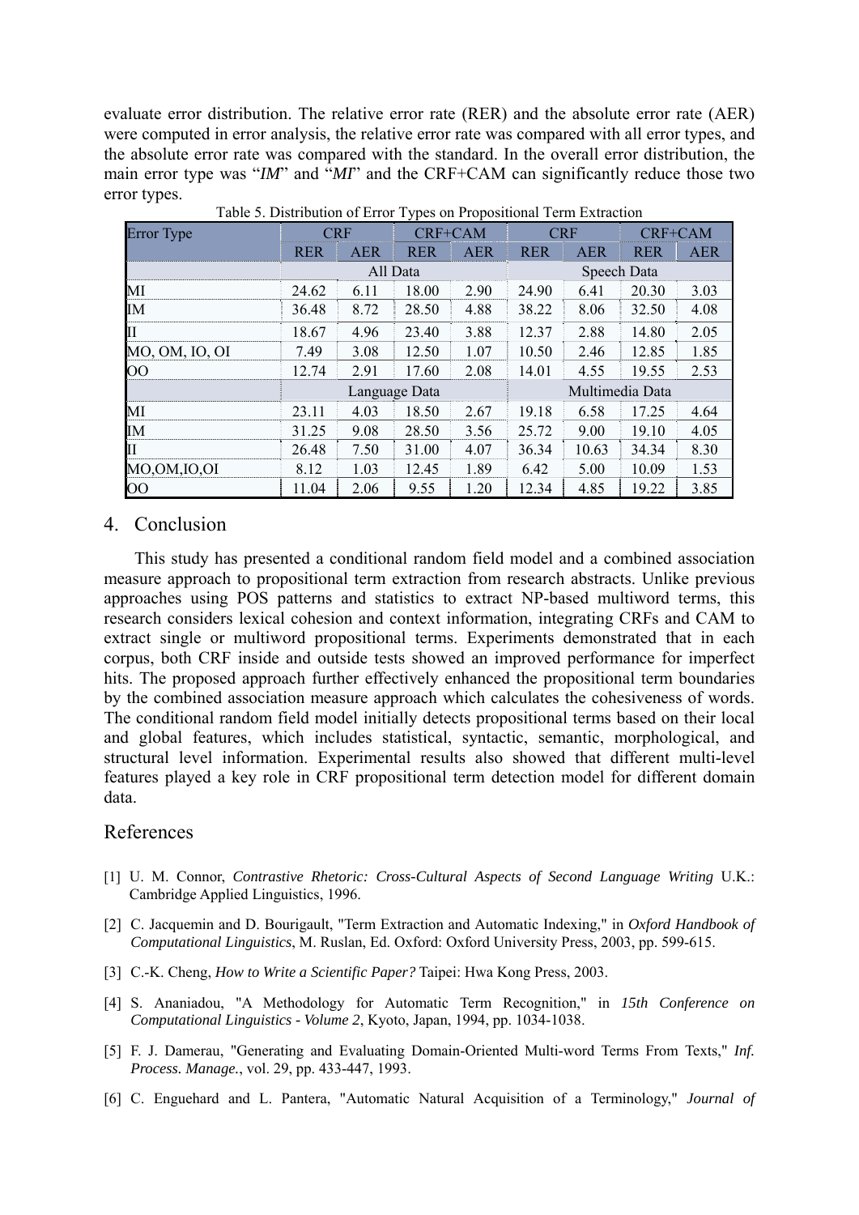evaluate error distribution. The relative error rate (RER) and the absolute error rate (AER) were computed in error analysis, the relative error rate was compared with all error types, and the absolute error rate was compared with the standard. In the overall error distribution, the main error type was "*IM*" and "*MI*" and the CRF+CAM can significantly reduce those two error types.

Table 5. Distribution of Error Types on Propositional Term Extraction

| Error Type | CRF | | CRF+CAM | | CRF | | CRF+CAM | |
|---|---|---|---|---|---|---|---|---|
| | RER | AER | RER | AER | RER | AER | RER | AER |
| | All Data | | | | Speech Data | | | |
| MI | 24.62 | 6.11 | 18.00 | 2.90 | 24.90 | 6.41 | 20.30 | 3.03 |
| IM | 36.48 | 8.72 | 28.50 | 4.88 | 38.22 | 8.06 | 32.50 | 4.08 |
| II | 18.67 | 4.96 | 23.40 | 3.88 | 12.37 | 2.88 | 14.80 | 2.05 |
| MO, OM, IO, OI | 7.49 | 3.08 | 12.50 | 1.07 | 10.50 | 2.46 | 12.85 | 1.85 |
| OO | 12.74 | 2.91 | 17.60 | 2.08 | 14.01 | 4.55 | 19.55 | 2.53 |
| | Language Data | | | | Multimedia Data | | | |
| MI | 23.11 | 4.03 | 18.50 | 2.67 | 19.18 | 6.58 | 17.25 | 4.64 |
| IM | 31.25 | 9.08 | 28.50 | 3.56 | 25.72 | 9.00 | 19.10 | 4.05 |
| II | 26.48 | 7.50 | 31.00 | 4.07 | 36.34 | 10.63 | 34.34 | 8.30 |
| MO,OM,IO,OI | 8.12 | 1.03 | 12.45 | 1.89 | 6.42 | 5.00 | 10.09 | 1.53 |
| OO | 11.04 | 2.06 | 9.55 | 1.20 | 12.34 | 4.85 | 19.22 | 3.85 |

## 4. Conclusion

This study has presented a conditional random field model and a combined association measure approach to propositional term extraction from research abstracts. Unlike previous approaches using POS patterns and statistics to extract NP-based multiword terms, this research considers lexical cohesion and context information, integrating CRFs and CAM to extract single or multiword propositional terms. Experiments demonstrated that in each corpus, both CRF inside and outside tests showed an improved performance for imperfect hits. The proposed approach further effectively enhanced the propositional term boundaries by the combined association measure approach which calculates the cohesiveness of words. The conditional random field model initially detects propositional terms based on their local and global features, which includes statistical, syntactic, semantic, morphological, and structural level information. Experimental results also showed that different multi-level features played a key role in CRF propositional term detection model for different domain data.

## References

[1] U. M. Connor, *Contrastive Rhetoric: Cross-Cultural Aspects of Second Language Writing* U.K.: Cambridge Applied Linguistics, 1996.

[2] C. Jacquemin and D. Bourigault, "Term Extraction and Automatic Indexing," in *Oxford Handbook of Computational Linguistics*, M. Ruslan, Ed. Oxford: Oxford University Press, 2003, pp. 599-615.

[3] C.-K. Cheng, *How to Write a Scientific Paper?* Taipei: Hwa Kong Press, 2003.

[4] S. Ananiadou, "A Methodology for Automatic Term Recognition," in *15th Conference on Computational Linguistics - Volume 2*, Kyoto, Japan, 1994, pp. 1034-1038.

[5] F. J. Damerau, "Generating and Evaluating Domain-Oriented Multi-word Terms From Texts," *Inf. Process. Manage.*, vol. 29, pp. 433-447, 1993.

[6] C. Enguehard and L. Pantera, "Automatic Natural Acquisition of a Terminology," *Journal of*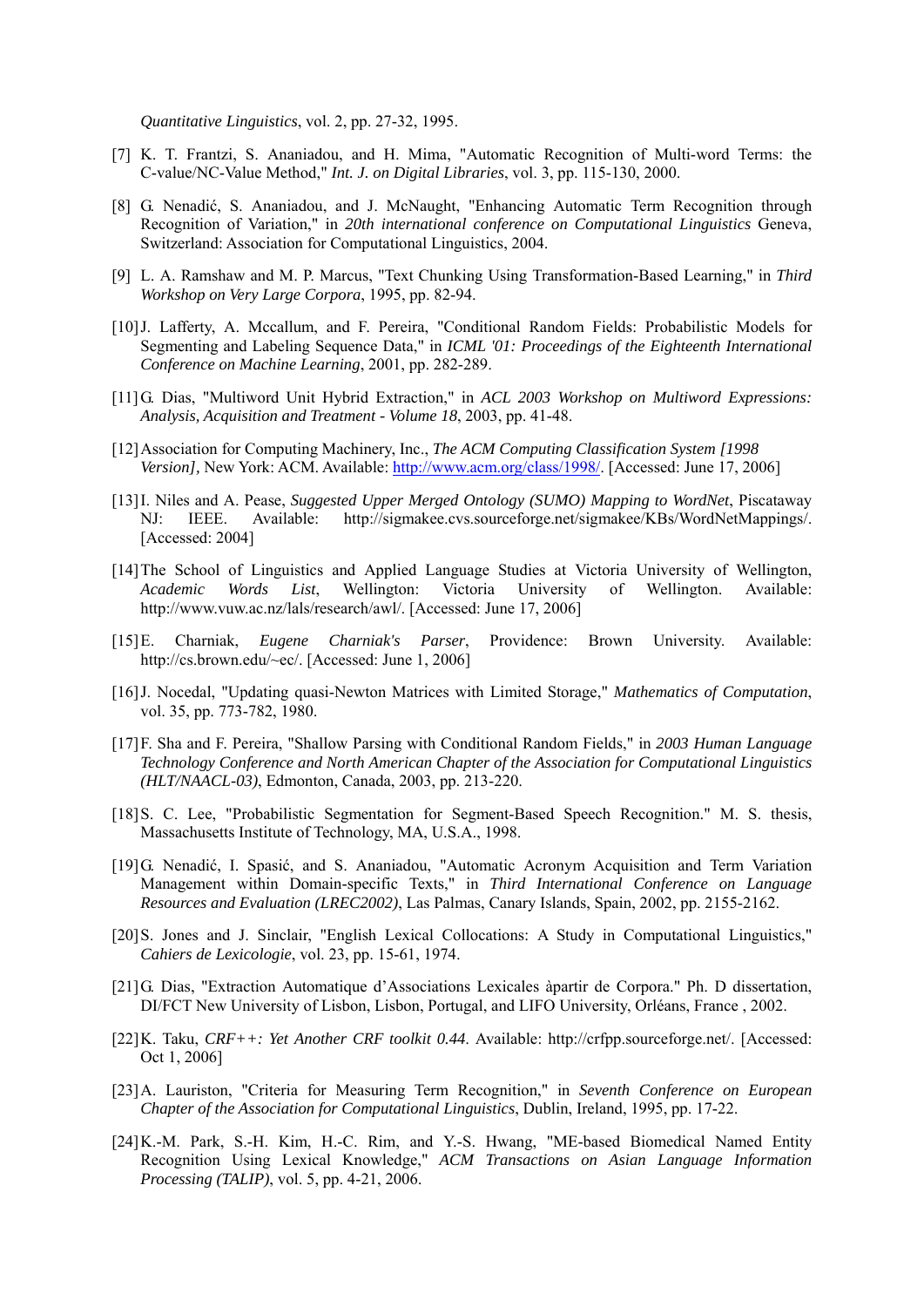*Quantitative Linguistics*, vol. 2, pp. 27-32, 1995.

[7] K. T. Frantzi, S. Ananiadou, and H. Mima, "Automatic Recognition of Multi-word Terms: the C-value/NC-Value Method," *Int. J. on Digital Libraries*, vol. 3, pp. 115-130, 2000.

[8] G. Nenadić, S. Ananiadou, and J. McNaught, "Enhancing Automatic Term Recognition through Recognition of Variation," in *20th international conference on Computational Linguistics* Geneva, Switzerland: Association for Computational Linguistics, 2004.

[9] L. A. Ramshaw and M. P. Marcus, "Text Chunking Using Transformation-Based Learning," in *Third Workshop on Very Large Corpora*, 1995, pp. 82-94.

[10] J. Lafferty, A. Mccallum, and F. Pereira, "Conditional Random Fields: Probabilistic Models for Segmenting and Labeling Sequence Data," in *ICML '01: Proceedings of the Eighteenth International Conference on Machine Learning*, 2001, pp. 282-289.

[11] G. Dias, "Multiword Unit Hybrid Extraction," in *ACL 2003 Workshop on Multiword Expressions: Analysis, Acquisition and Treatment - Volume 18*, 2003, pp. 41-48.

[12] Association for Computing Machinery, Inc., *The ACM Computing Classification System [1998 Version],* New York: ACM. Available: http://www.acm.org/class/1998/. [Accessed: June 17, 2006]

[13] I. Niles and A. Pease, *Suggested Upper Merged Ontology (SUMO) Mapping to WordNet*, Piscataway NJ: IEEE. Available: http://sigmakee.cvs.sourceforge.net/sigmakee/KBs/WordNetMappings/. [Accessed: 2004]

[14] The School of Linguistics and Applied Language Studies at Victoria University of Wellington, *Academic Words List*, Wellington: Victoria University of Wellington. Available: http://www.vuw.ac.nz/lals/research/awl/. [Accessed: June 17, 2006]

[15] E. Charniak, *Eugene Charniak's Parser*, Providence: Brown University. Available: http://cs.brown.edu/~ec/. [Accessed: June 1, 2006]

[16] J. Nocedal, "Updating quasi-Newton Matrices with Limited Storage," *Mathematics of Computation*, vol. 35, pp. 773-782, 1980.

[17] F. Sha and F. Pereira, "Shallow Parsing with Conditional Random Fields," in *2003 Human Language Technology Conference and North American Chapter of the Association for Computational Linguistics (HLT/NAACL-03)*, Edmonton, Canada, 2003, pp. 213-220.

[18] S. C. Lee, "Probabilistic Segmentation for Segment-Based Speech Recognition." M. S. thesis, Massachusetts Institute of Technology, MA, U.S.A., 1998.

[19] G. Nenadić, I. Spasić, and S. Ananiadou, "Automatic Acronym Acquisition and Term Variation Management within Domain-specific Texts," in *Third International Conference on Language Resources and Evaluation (LREC2002)*, Las Palmas, Canary Islands, Spain, 2002, pp. 2155-2162.

[20] S. Jones and J. Sinclair, "English Lexical Collocations: A Study in Computational Linguistics," *Cahiers de Lexicologie*, vol. 23, pp. 15-61, 1974.

[21] G. Dias, "Extraction Automatique d'Associations Lexicales àpartir de Corpora." Ph. D dissertation, DI/FCT New University of Lisbon, Lisbon, Portugal, and LIFO University, Orléans, France , 2002.

[22] K. Taku, *CRF++: Yet Another CRF toolkit 0.44*. Available: http://crfpp.sourceforge.net/. [Accessed: Oct 1, 2006]

[23] A. Lauriston, "Criteria for Measuring Term Recognition," in *Seventh Conference on European Chapter of the Association for Computational Linguistics*, Dublin, Ireland, 1995, pp. 17-22.

[24] K.-M. Park, S.-H. Kim, H.-C. Rim, and Y.-S. Hwang, "ME-based Biomedical Named Entity Recognition Using Lexical Knowledge," *ACM Transactions on Asian Language Information Processing (TALIP)*, vol. 5, pp. 4-21, 2006.